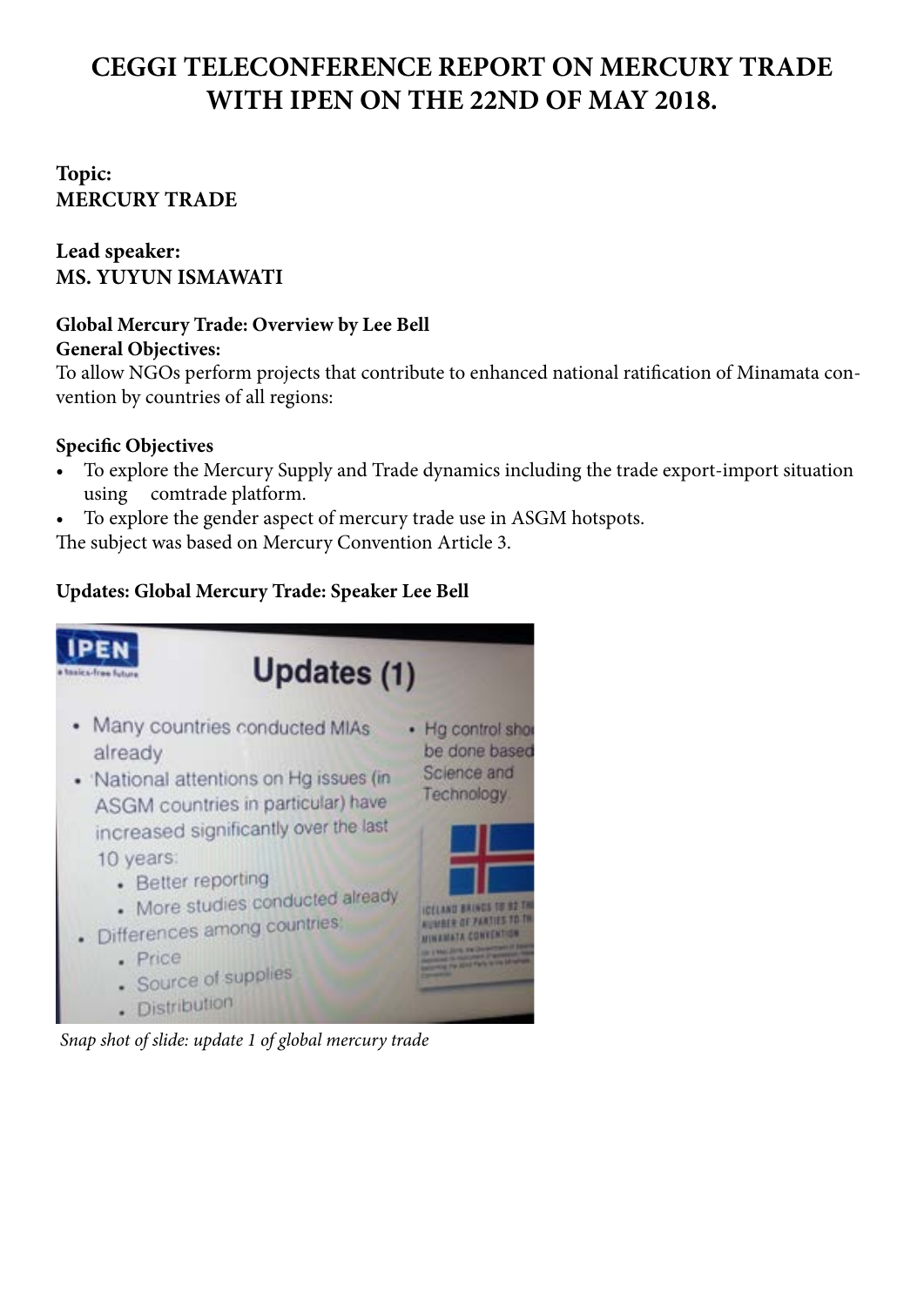# CEGGI TELECONFERENCE REPORT ON MERCURY TRADE WITH IPEN ON THE 22ND OF MAY 2018.

**Topic:**
**MERCURY TRADE**

**Lead speaker:**
**MS. YUYUN ISMAWATI**

**Global Mercury Trade: Overview by Lee Bell**
**General Objectives:**
To allow NGOs perform projects that contribute to enhanced national ratification of Minamata convention by countries of all regions:

**Specific Objectives**

- To explore the Mercury Supply and Trade dynamics including the trade export-import situation using comtrade platform.
- To explore the gender aspect of mercury trade use in ASGM hotspots.

The subject was based on Mercury Convention Article 3.

**Updates: Global Mercury Trade: Speaker Lee Bell**

*Snap shot of slide: update 1 of global mercury trade*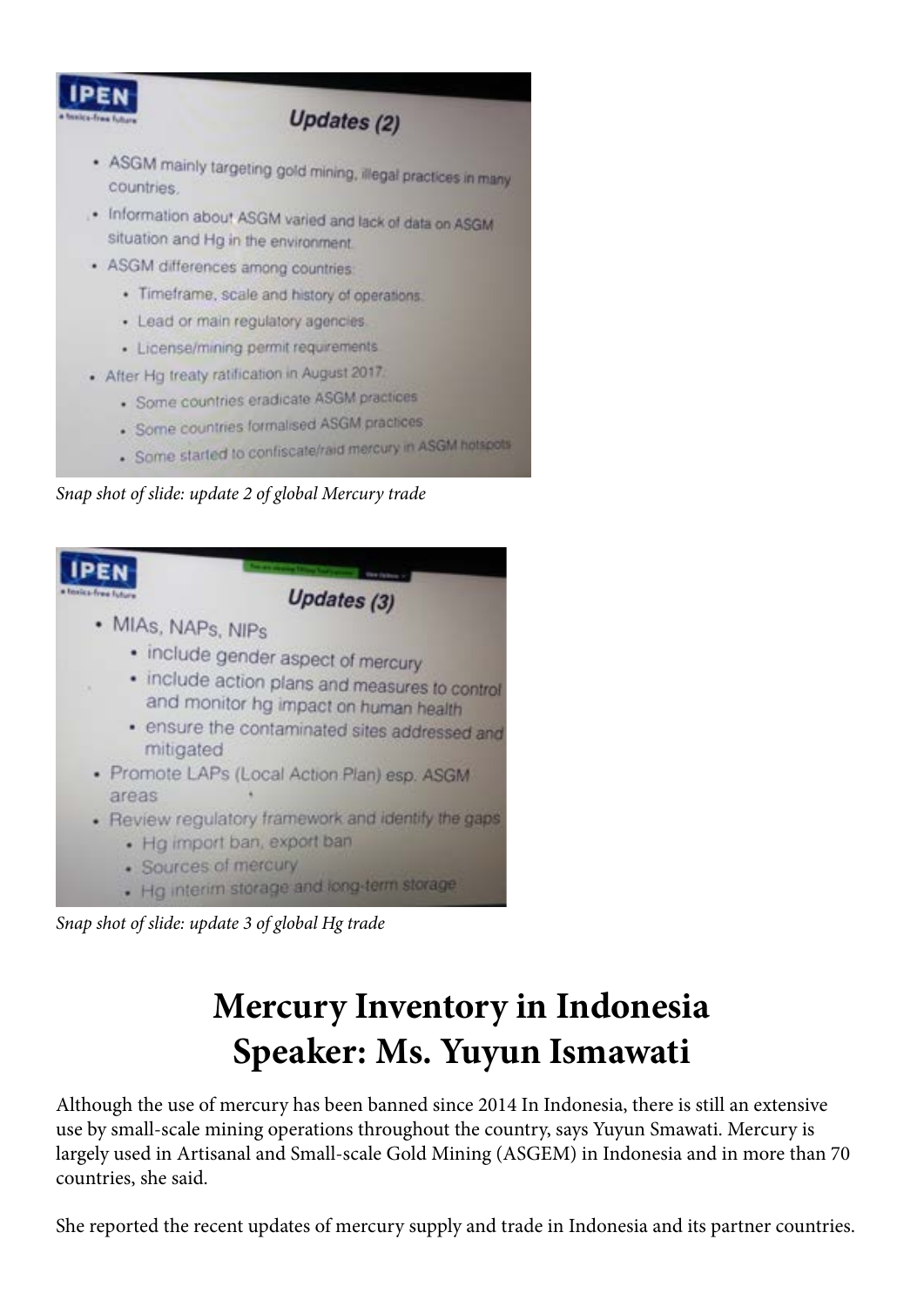**IPEN**
*a toxics-free future*

**Updates (2)**

- ASGM mainly targeting gold mining, illegal practices in many countries.
- Information about ASGM varied and lack of data on ASGM situation and Hg in the environment.
- ASGM differences among countries:
  - Timeframe, scale and history of operations.
  - Lead or main regulatory agencies.
  - License/mining permit requirements.
- After Hg treaty ratification in August 2017:
  - Some countries eradicate ASGM practices
  - Some countries formalised ASGM practices
  - Some started to confiscate/raid mercury in ASGM hotspots

*Snap shot of slide: update 2 of global Mercury trade*

**IPEN**
*a toxics-free future*

**Updates (3)**

- MIAs, NAPs, NIPs
  - include gender aspect of mercury
  - include action plans and measures to control and monitor hg impact on human health
  - ensure the contaminated sites addressed and mitigated
- Promote LAPs (Local Action Plan) esp. ASGM areas
- Review regulatory framework and identify the gaps
  - Hg import ban, export ban
  - Sources of mercury
  - Hg interim storage and long-term storage

*Snap shot of slide: update 3 of global Hg trade*

# Mercury Inventory in Indonesia
# Speaker: Ms. Yuyun Ismawati

Although the use of mercury has been banned since 2014 In Indonesia, there is still an extensive use by small-scale mining operations throughout the country, says Yuyun Smawati. Mercury is largely used in Artisanal and Small-scale Gold Mining (ASGEM) in Indonesia and in more than 70 countries, she said.

She reported the recent updates of mercury supply and trade in Indonesia and its partner countries.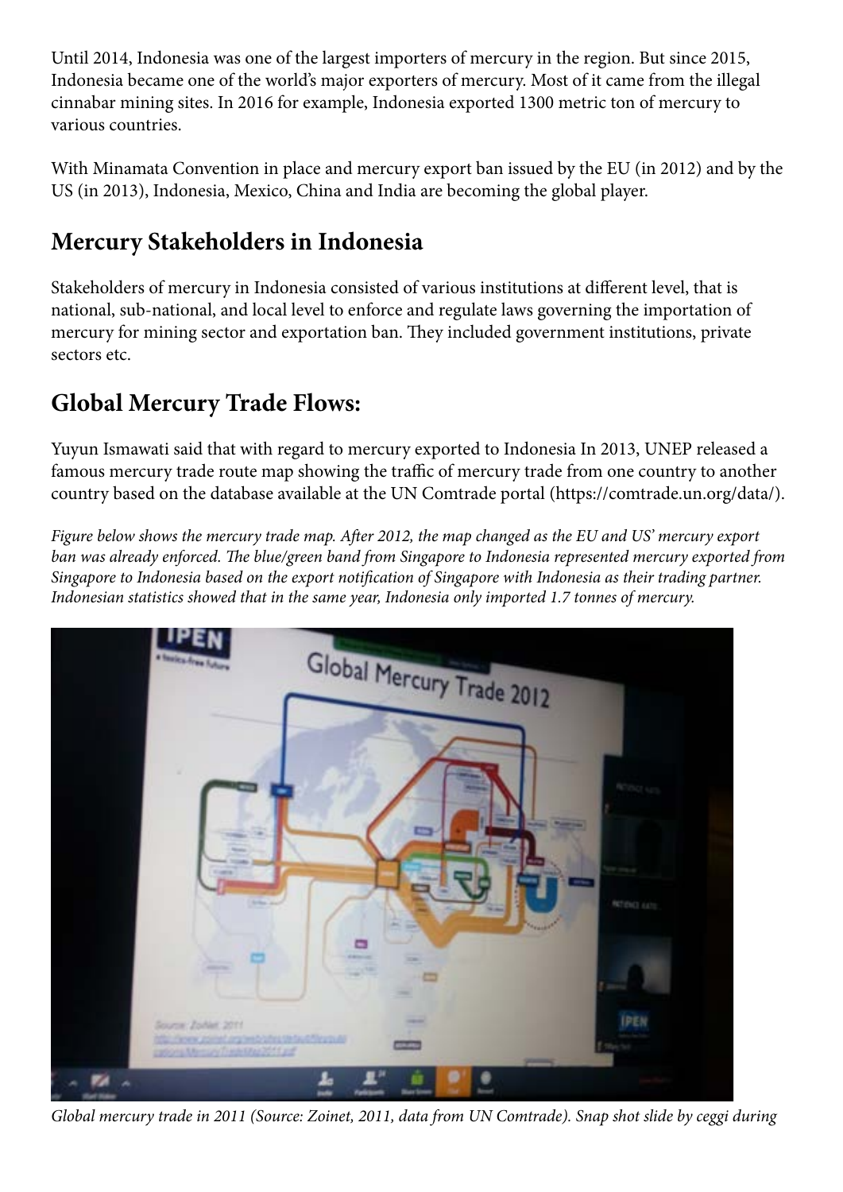Until 2014, Indonesia was one of the largest importers of mercury in the region. But since 2015, Indonesia became one of the world's major exporters of mercury. Most of it came from the illegal cinnabar mining sites. In 2016 for example, Indonesia exported 1300 metric ton of mercury to various countries.

With Minamata Convention in place and mercury export ban issued by the EU (in 2012) and by the US (in 2013), Indonesia, Mexico, China and India are becoming the global player.

## Mercury Stakeholders in Indonesia

Stakeholders of mercury in Indonesia consisted of various institutions at different level, that is national, sub-national, and local level to enforce and regulate laws governing the importation of mercury for mining sector and exportation ban. They included government institutions, private sectors etc.

## Global Mercury Trade Flows:

Yuyun Ismawati said that with regard to mercury exported to Indonesia In 2013, UNEP released a famous mercury trade route map showing the traffic of mercury trade from one country to another country based on the database available at the UN Comtrade portal (https://comtrade.un.org/data/).

*Figure below shows the mercury trade map. After 2012, the map changed as the EU and US' mercury export ban was already enforced. The blue/green band from Singapore to Indonesia represented mercury exported from Singapore to Indonesia based on the export notification of Singapore with Indonesia as their trading partner. Indonesian statistics showed that in the same year, Indonesia only imported 1.7 tonnes of mercury.*

*Global mercury trade in 2011 (Source: Zoinet, 2011, data from UN Comtrade). Snap shot slide by ceggi during*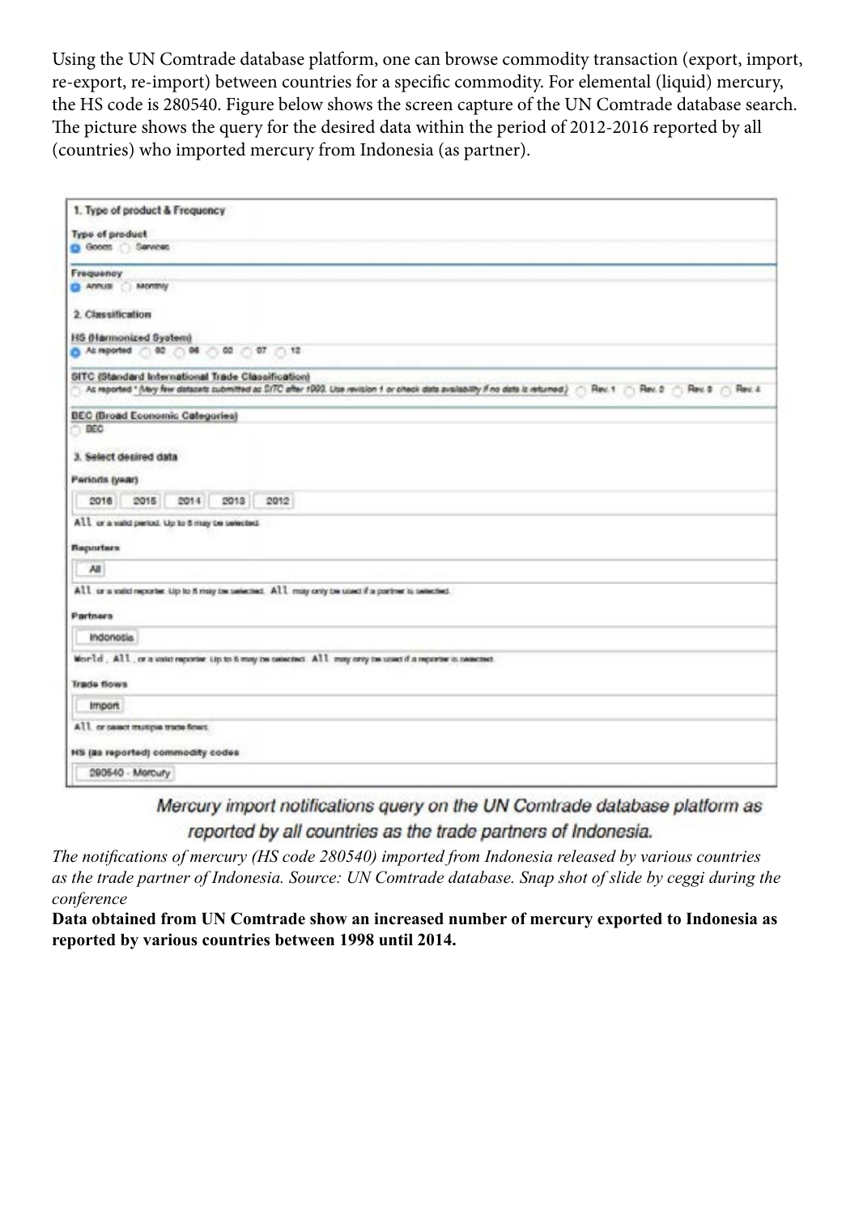Using the UN Comtrade database platform, one can browse commodity transaction (export, import, re-export, re-import) between countries for a specific commodity. For elemental (liquid) mercury, the HS code is 280540. Figure below shows the screen capture of the UN Comtrade database search. The picture shows the query for the desired data within the period of 2012-2016 reported by all (countries) who imported mercury from Indonesia (as partner).

1. Type of product & Frequency

Type of product
Goods Services

Frequency
Annual Monthly

2. Classification

HS (Harmonized System)
As reported 92 96 02 07 12

SITC (Standard International Trade Classification)
As reported *(Very few datasets submitted as SITC after 1993. Use revision 1 or check data availability if no data is returned.) Rev. 1 Rev. 2 Rev. 3 Rev. 4

BEC (Broad Economic Categories)
BEC

3. Select desired data

Periods (year)
2016 2015 2014 2013 2012
All or a valid period. Up to 5 may be selected.

Reporters
All
All or a valid reporter. Up to 5 may be selected. All may only be used if a partner is selected.

Partners
Indonesia
World, All, or a valid reporter. Up to 5 may be selected. All may only be used if a reporter is selected.

Trade flows
Import
All or select multiple trade flows.

HS (as reported) commodity codes
280540 - Mercury

Mercury import notifications query on the UN Comtrade database platform as reported by all countries as the trade partners of Indonesia.

*The notifications of mercury (HS code 280540) imported from Indonesia released by various countries as the trade partner of Indonesia. Source: UN Comtrade database. Snap shot of slide by ceggi during the conference*

**Data obtained from UN Comtrade show an increased number of mercury exported to Indonesia as reported by various countries between 1998 until 2014.**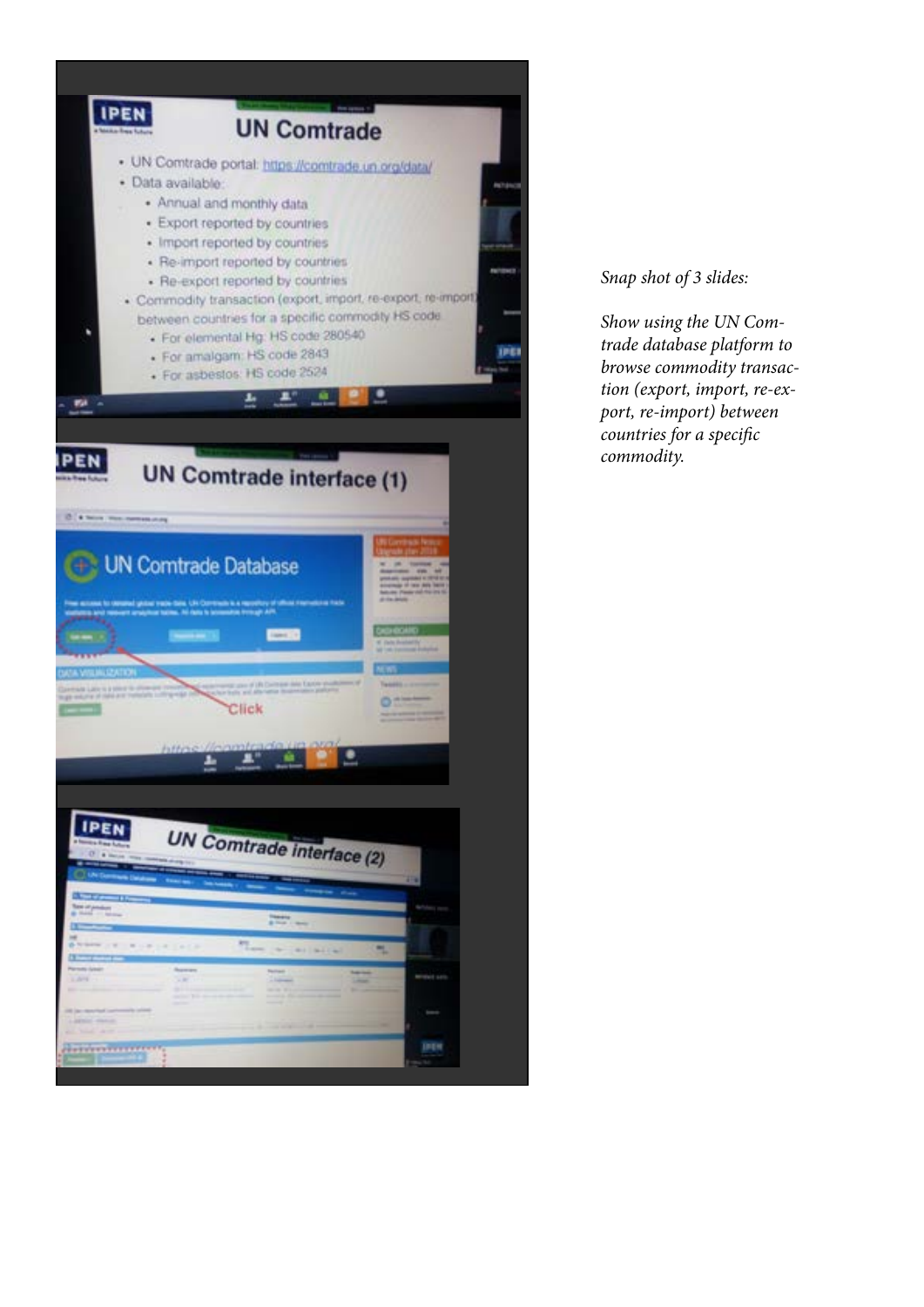*Snap shot of 3 slides:*

*Show using the UN Comtrade database platform to browse commodity transaction (export, import, re-export, re-import) between countries for a specific commodity.*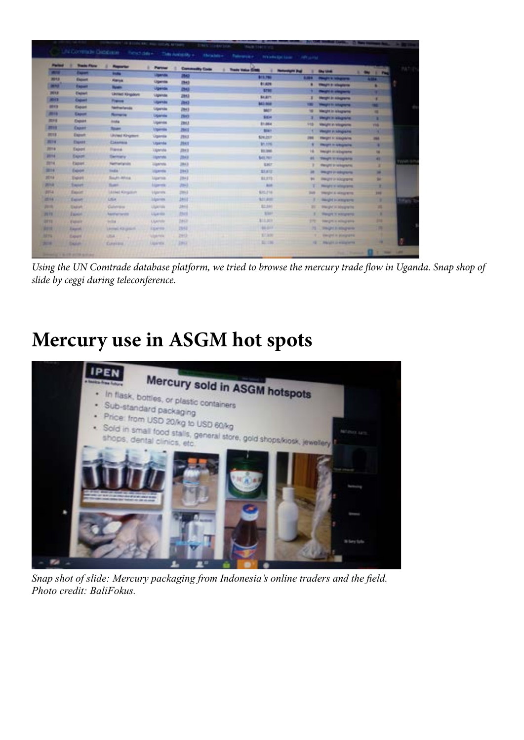*Using the UN Comtrade database platform, we tried to browse the mercury trade flow in Uganda. Snap shop of slide by ceggi during teleconference.*

# Mercury use in ASGM hot spots

*Snap shot of slide: Mercury packaging from Indonesia's online traders and the field. Photo credit: BaliFokus.*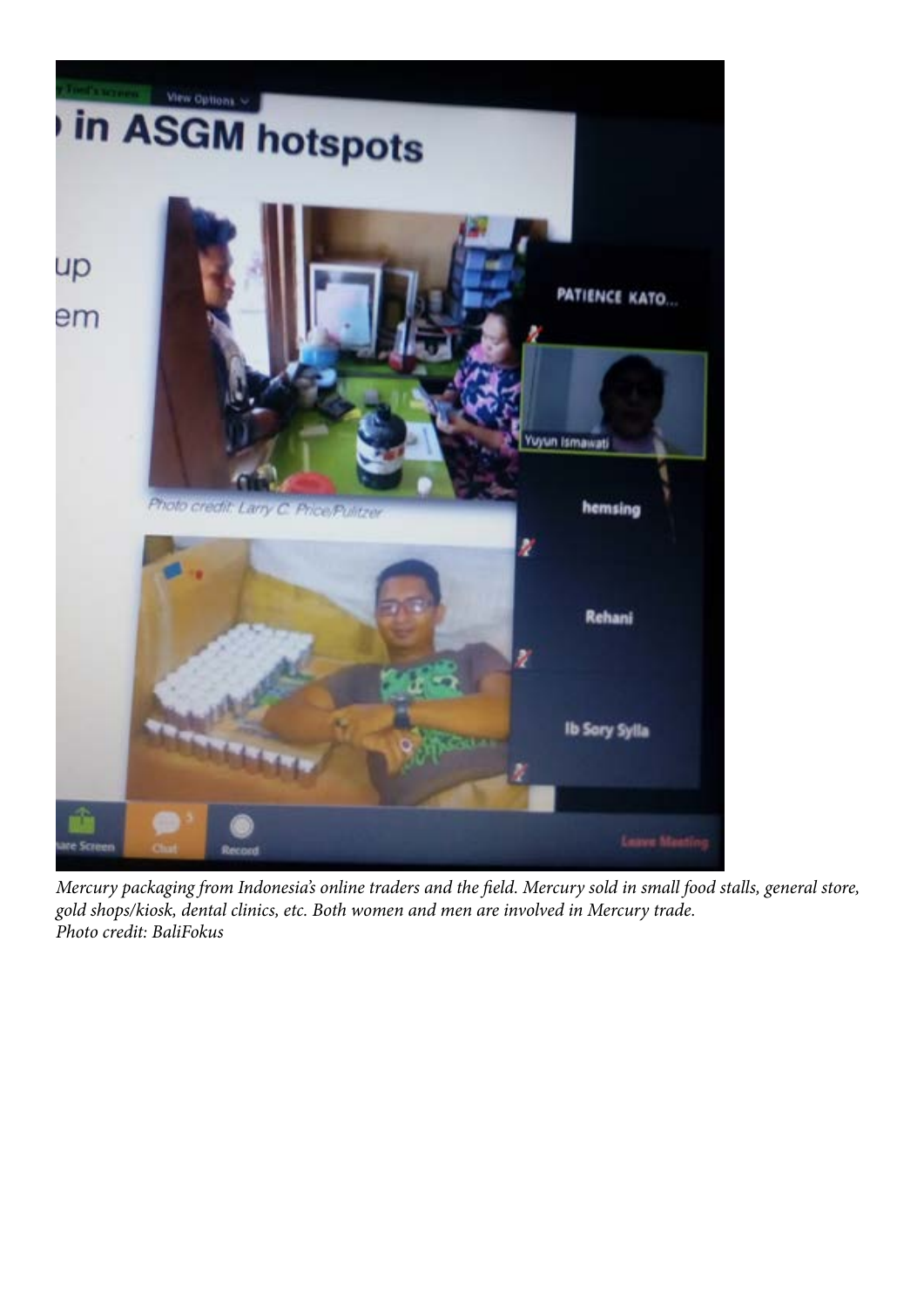*Mercury packaging from Indonesia's online traders and the field. Mercury sold in small food stalls, general store, gold shops/kiosk, dental clinics, etc. Both women and men are involved in Mercury trade.*
*Photo credit: BaliFokus*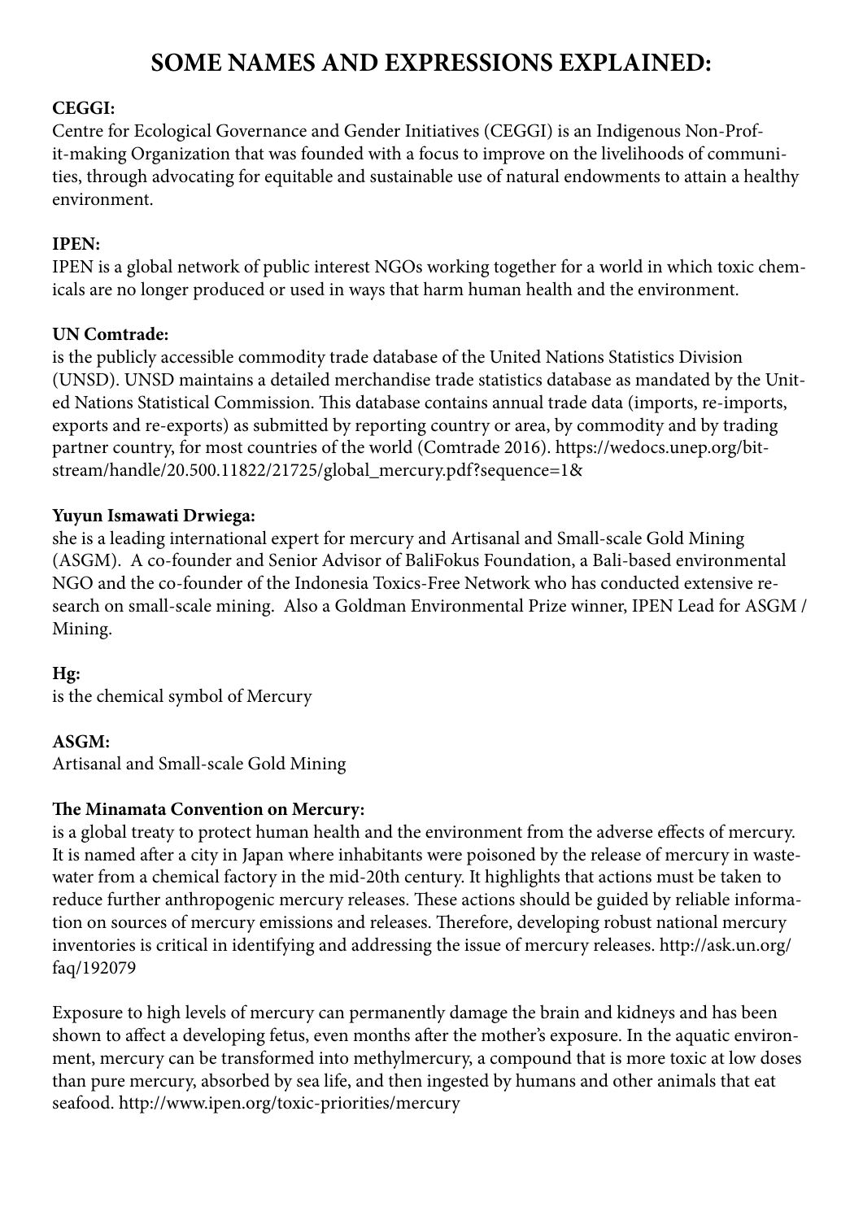# SOME NAMES AND EXPRESSIONS EXPLAINED:

**CEGGI:**
Centre for Ecological Governance and Gender Initiatives (CEGGI) is an Indigenous Non-Profit-making Organization that was founded with a focus to improve on the livelihoods of communities, through advocating for equitable and sustainable use of natural endowments to attain a healthy environment.

**IPEN:**
IPEN is a global network of public interest NGOs working together for a world in which toxic chemicals are no longer produced or used in ways that harm human health and the environment.

**UN Comtrade:**
is the publicly accessible commodity trade database of the United Nations Statistics Division (UNSD). UNSD maintains a detailed merchandise trade statistics database as mandated by the United Nations Statistical Commission. This database contains annual trade data (imports, re-imports, exports and re-exports) as submitted by reporting country or area, by commodity and by trading partner country, for most countries of the world (Comtrade 2016). https://wedocs.unep.org/bitstream/handle/20.500.11822/21725/global_mercury.pdf?sequence=1&

**Yuyun Ismawati Drwiega:**
she is a leading international expert for mercury and Artisanal and Small-scale Gold Mining (ASGM). A co-founder and Senior Advisor of BaliFokus Foundation, a Bali-based environmental NGO and the co-founder of the Indonesia Toxics-Free Network who has conducted extensive research on small-scale mining. Also a Goldman Environmental Prize winner, IPEN Lead for ASGM / Mining.

**Hg:**
is the chemical symbol of Mercury

**ASGM:**
Artisanal and Small-scale Gold Mining

**The Minamata Convention on Mercury:**
is a global treaty to protect human health and the environment from the adverse effects of mercury. It is named after a city in Japan where inhabitants were poisoned by the release of mercury in wastewater from a chemical factory in the mid-20th century. It highlights that actions must be taken to reduce further anthropogenic mercury releases. These actions should be guided by reliable information on sources of mercury emissions and releases. Therefore, developing robust national mercury inventories is critical in identifying and addressing the issue of mercury releases. http://ask.un.org/faq/192079

Exposure to high levels of mercury can permanently damage the brain and kidneys and has been shown to affect a developing fetus, even months after the mother's exposure. In the aquatic environment, mercury can be transformed into methylmercury, a compound that is more toxic at low doses than pure mercury, absorbed by sea life, and then ingested by humans and other animals that eat seafood. http://www.ipen.org/toxic-priorities/mercury